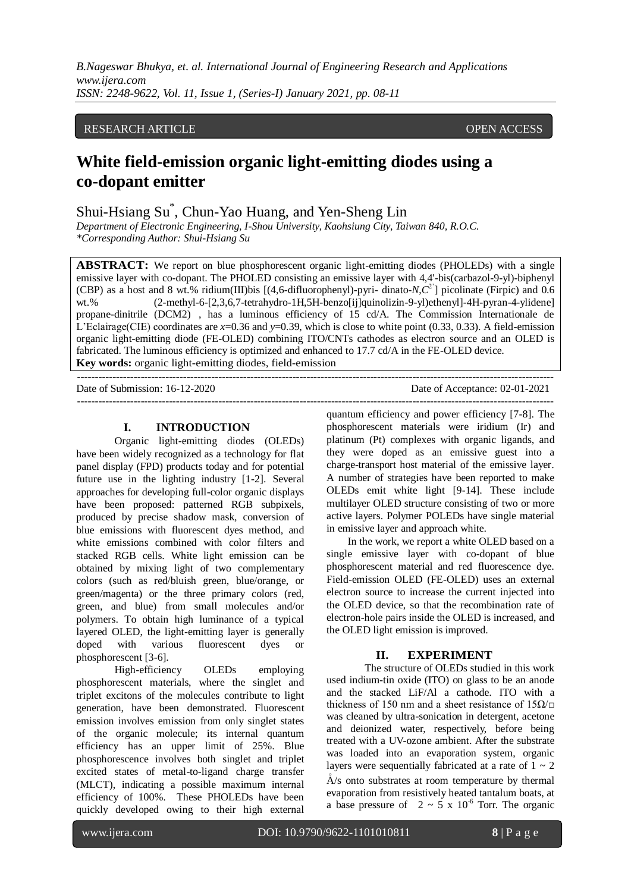RESEARCH ARTICLE OPEN ACCESS

# White field-emission organic light-emitting diodes using a co-dopant emitter

Shui-Hsiang Su*, Chun-Yao Huang, and Yen-Sheng Lin

*Department of Electronic Engineering, I-Shou University, Kaohsiung City, Taiwan 840, R.O.C.*
*\*Corresponding Author: Shui-Hsiang Su*

**ABSTRACT:** We report on blue phosphorescent organic light-emitting diodes (PHOLEDs) with a single emissive layer with co-dopant. The PHOLED consisting an emissive layer with 4,4'-bis(carbazol-9-yl)-biphenyl (CBP) as a host and 8 wt.% ridium(III)bis [(4,6-difluorophenyl)-pyri- dinato-$N,C^{2'}$] picolinate (Firpic) and 0.6 wt.% (2-methyl-6-[2,3,6,7-tetrahydro-1H,5H-benzo[ij]quinolizin-9-yl)ethenyl]-4H-pyran-4-ylidene] propane-dinitrile (DCM2) , has a luminous efficiency of 15 cd/A. The Commission Internationale de L'Eclairage(CIE) coordinates are $x$=0.36 and $y$=0.39, which is close to white point (0.33, 0.33). A field-emission organic light-emitting diode (FE-OLED) combining ITO/CNTs cathodes as electron source and an OLED is fabricated. The luminous efficiency is optimized and enhanced to 17.7 cd/A in the FE-OLED device.

**Key words:** organic light-emitting diodes, field-emission

---

Date of Submission: 16-12-2020 Date of Acceptance: 02-01-2021

---

## I. INTRODUCTION

Organic light-emitting diodes (OLEDs) have been widely recognized as a technology for flat panel display (FPD) products today and for potential future use in the lighting industry [1-2]. Several approaches for developing full-color organic displays have been proposed: patterned RGB subpixels, produced by precise shadow mask, conversion of blue emissions with fluorescent dyes method, and white emissions combined with color filters and stacked RGB cells. White light emission can be obtained by mixing light of two complementary colors (such as red/bluish green, blue/orange, or green/magenta) or the three primary colors (red, green, and blue) from small molecules and/or polymers. To obtain high luminance of a typical layered OLED, the light-emitting layer is generally doped with various fluorescent dyes or phosphorescent [3-6].

High-efficiency OLEDs employing phosphorescent materials, where the singlet and triplet excitons of the molecules contribute to light generation, have been demonstrated. Fluorescent emission involves emission from only singlet states of the organic molecule; its internal quantum efficiency has an upper limit of 25%. Blue phosphorescence involves both singlet and triplet excited states of metal-to-ligand charge transfer (MLCT), indicating a possible maximum internal efficiency of 100%. These PHOLEDs have been quickly developed owing to their high external quantum efficiency and power efficiency [7-8]. The phosphorescent materials were iridium (Ir) and platinum (Pt) complexes with organic ligands, and they were doped as an emissive guest into a charge-transport host material of the emissive layer. A number of strategies have been reported to make OLEDs emit white light [9-14]. These include multilayer OLED structure consisting of two or more active layers. Polymer POLEDs have single material in emissive layer and approach white.

In the work, we report a white OLED based on a single emissive layer with co-dopant of blue phosphorescent material and red fluorescence dye. Field-emission OLED (FE-OLED) uses an external electron source to increase the current injected into the OLED device, so that the recombination rate of electron-hole pairs inside the OLED is increased, and the OLED light emission is improved.

## II. EXPERIMENT

The structure of OLEDs studied in this work used indium-tin oxide (ITO) on glass to be an anode and the stacked LiF/Al a cathode. ITO with a thickness of 150 nm and a sheet resistance of 15Ω/□ was cleaned by ultra-sonication in detergent, acetone and deionized water, respectively, before being treated with a UV-ozone ambient. After the substrate was loaded into an evaporation system, organic layers were sequentially fabricated at a rate of 1 ~ 2 Å/s onto substrates at room temperature by thermal evaporation from resistively heated tantalum boats, at a base pressure of $2 \sim 5 \times 10^{-6}$ Torr. The organic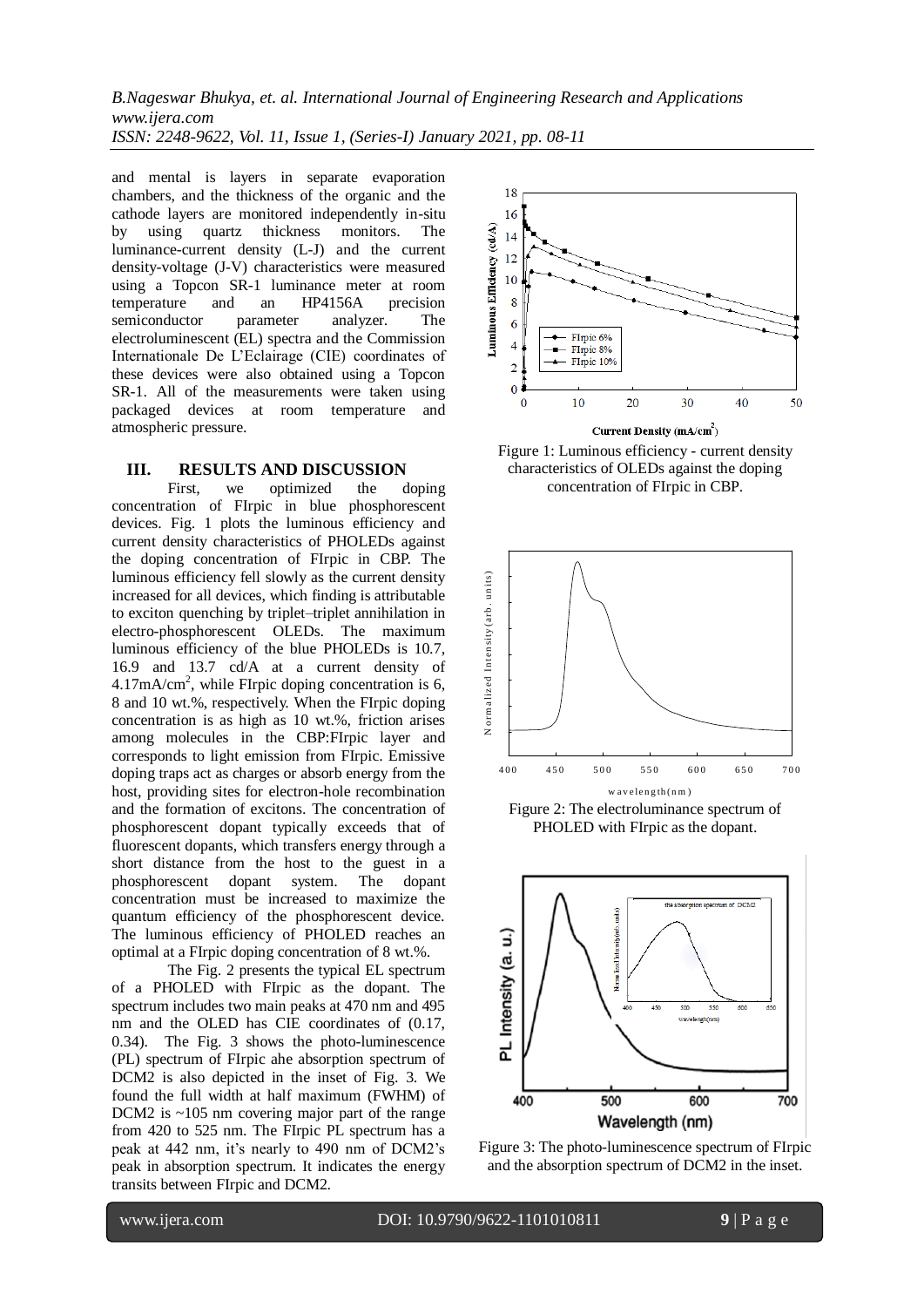and mental is layers in separate evaporation chambers, and the thickness of the organic and the cathode layers are monitored independently in-situ by using quartz thickness monitors. The luminance-current density (L-J) and the current density-voltage (J-V) characteristics were measured using a Topcon SR-1 luminance meter at room temperature and an HP4156A precision semiconductor parameter analyzer. The electroluminescent (EL) spectra and the Commission Internationale De L'Eclairage (CIE) coordinates of these devices were also obtained using a Topcon SR-1. All of the measurements were taken using packaged devices at room temperature and atmospheric pressure.

## III. RESULTS AND DISCUSSION

First, we optimized the doping concentration of FIrpic in blue phosphorescent devices. Fig. 1 plots the luminous efficiency and current density characteristics of PHOLEDs against the doping concentration of FIrpic in CBP. The luminous efficiency fell slowly as the current density increased for all devices, which finding is attributable to exciton quenching by triplet–triplet annihilation in electro-phosphorescent OLEDs. The maximum luminous efficiency of the blue PHOLEDs is 10.7, 16.9 and 13.7 cd/A at a current density of $4.17 mA/cm^2$, while FIrpic doping concentration is 6, 8 and 10 wt.%, respectively. When the FIrpic doping concentration is as high as 10 wt.%, friction arises among molecules in the CBP:FIrpic layer and corresponds to light emission from FIrpic. Emissive doping traps act as charges or absorb energy from the host, providing sites for electron-hole recombination and the formation of excitons. The concentration of phosphorescent dopant typically exceeds that of fluorescent dopants, which transfers energy through a short distance from the host to the guest in a phosphorescent dopant system. The dopant concentration must be increased to maximize the quantum efficiency of the phosphorescent device. The luminous efficiency of PHOLED reaches an optimal at a FIrpic doping concentration of 8 wt.%.

The Fig. 2 presents the typical EL spectrum of a PHOLED with FIrpic as the dopant. The spectrum includes two main peaks at 470 nm and 495 nm and the OLED has CIE coordinates of (0.17, 0.34). The Fig. 3 shows the photo-luminescence (PL) spectrum of FIrpic ahe absorption spectrum of DCM2 is also depicted in the inset of Fig. 3. We found the full width at half maximum (FWHM) of DCM2 is ~105 nm covering major part of the range from 420 to 525 nm. The FIrpic PL spectrum has a peak at 442 nm, it's nearly to 490 nm of DCM2's peak in absorption spectrum. It indicates the energy transits between FIrpic and DCM2.

Figure 1: Luminous efficiency - current density characteristics of OLEDs against the doping concentration of FIrpic in CBP.

Figure 2: The electroluminance spectrum of PHOLED with FIrpic as the dopant.

Figure 3: The photo-luminescence spectrum of FIrpic and the absorption spectrum of DCM2 in the inset.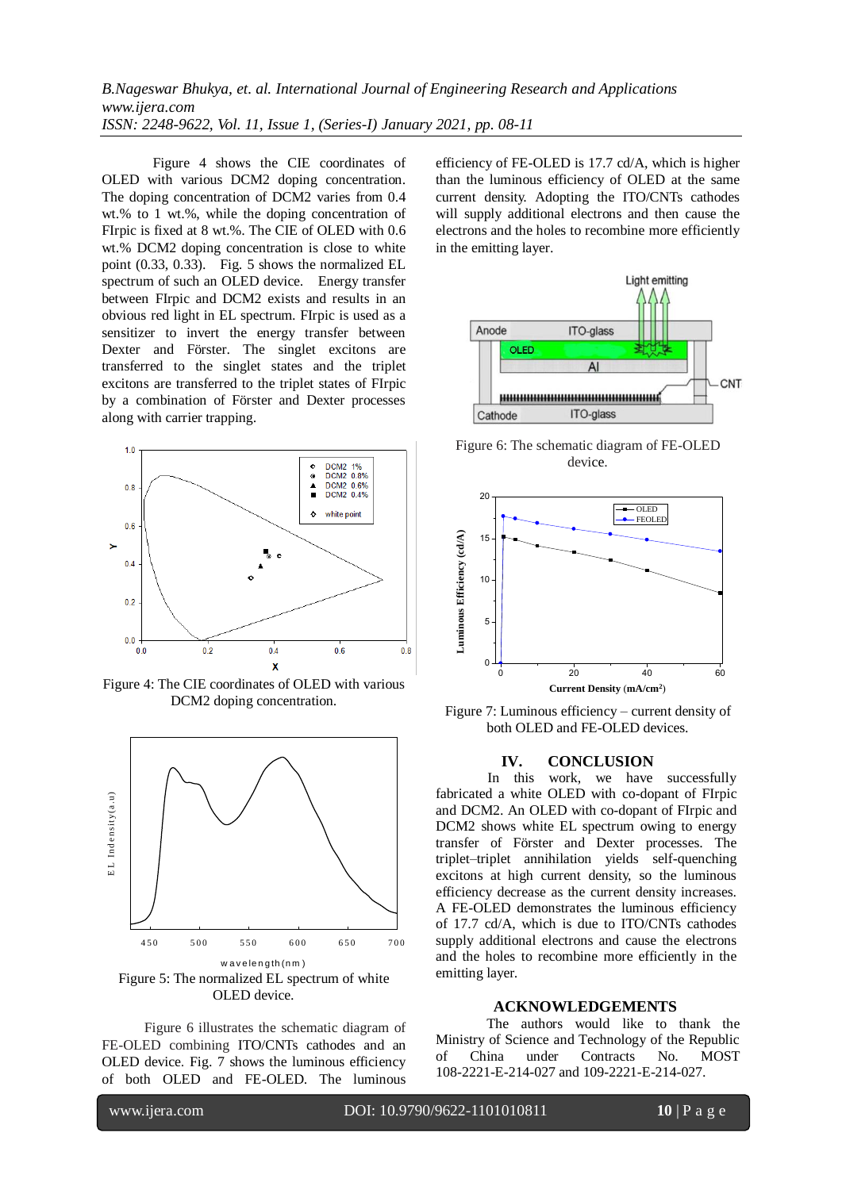Figure 4 shows the CIE coordinates of OLED with various DCM2 doping concentration. The doping concentration of DCM2 varies from 0.4 wt.% to 1 wt.%, while the doping concentration of FIrpic is fixed at 8 wt.%. The CIE of OLED with 0.6 wt.% DCM2 doping concentration is close to white point (0.33, 0.33). Fig. 5 shows the normalized EL spectrum of such an OLED device. Energy transfer between FIrpic and DCM2 exists and results in an obvious red light in EL spectrum. FIrpic is used as a sensitizer to invert the energy transfer between Dexter and Förster. The singlet excitons are transferred to the singlet states and the triplet excitons are transferred to the triplet states of FIrpic by a combination of Förster and Dexter processes along with carrier trapping.

Figure 4: The CIE coordinates of OLED with various DCM2 doping concentration.

Figure 5: The normalized EL spectrum of white OLED device.

Figure 6 illustrates the schematic diagram of FE-OLED combining ITO/CNTs cathodes and an OLED device. Fig. 7 shows the luminous efficiency of both OLED and FE-OLED. The luminous efficiency of FE-OLED is 17.7 cd/A, which is higher than the luminous efficiency of OLED at the same current density. Adopting the ITO/CNTs cathodes will supply additional electrons and then cause the electrons and the holes to recombine more efficiently in the emitting layer.

Figure 6: The schematic diagram of FE-OLED device.

Figure 7: Luminous efficiency – current density of both OLED and FE-OLED devices.

## IV. CONCLUSION

In this work, we have successfully fabricated a white OLED with co-dopant of FIrpic and DCM2. An OLED with co-dopant of FIrpic and DCM2 shows white EL spectrum owing to energy transfer of Förster and Dexter processes. The triplet–triplet annihilation yields self-quenching excitons at high current density, so the luminous efficiency decrease as the current density increases. A FE-OLED demonstrates the luminous efficiency of 17.7 cd/A, which is due to ITO/CNTs cathodes supply additional electrons and cause the electrons and the holes to recombine more efficiently in the emitting layer.

## ACKNOWLEDGEMENTS

The authors would like to thank the Ministry of Science and Technology of the Republic of China under Contracts No. MOST 108-2221-E-214-027 and 109-2221-E-214-027.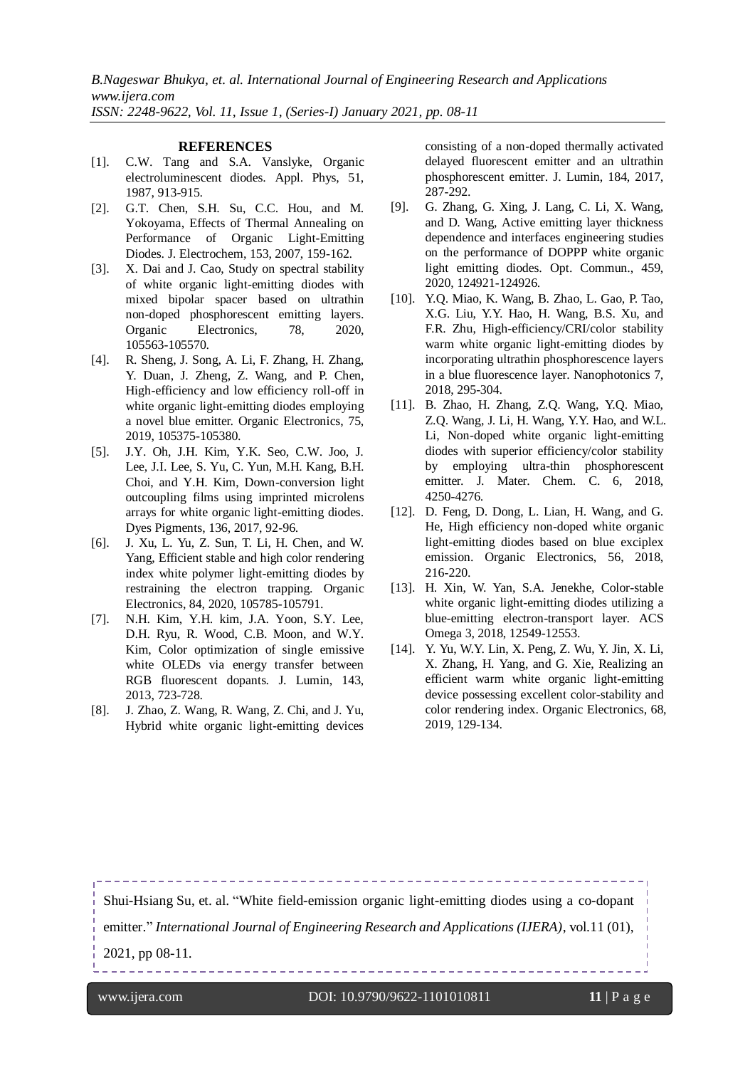**REFERENCES**

[1]. C.W. Tang and S.A. Vanslyke, Organic electroluminescent diodes. Appl. Phys, 51, 1987, 913-915.

[2]. G.T. Chen, S.H. Su, C.C. Hou, and M. Yokoyama, Effects of Thermal Annealing on Performance of Organic Light-Emitting Diodes. J. Electrochem, 153, 2007, 159-162.

[3]. X. Dai and J. Cao, Study on spectral stability of white organic light-emitting diodes with mixed bipolar spacer based on ultrathin non-doped phosphorescent emitting layers. Organic Electronics, 78, 2020, 105563-105570.

[4]. R. Sheng, J. Song, A. Li, F. Zhang, H. Zhang, Y. Duan, J. Zheng, Z. Wang, and P. Chen, High-efficiency and low efficiency roll-off in white organic light-emitting diodes employing a novel blue emitter. Organic Electronics, 75, 2019, 105375-105380.

[5]. J.Y. Oh, J.H. Kim, Y.K. Seo, C.W. Joo, J. Lee, J.I. Lee, S. Yu, C. Yun, M.H. Kang, B.H. Choi, and Y.H. Kim, Down-conversion light outcoupling films using imprinted microlens arrays for white organic light-emitting diodes. Dyes Pigments, 136, 2017, 92-96.

[6]. J. Xu, L. Yu, Z. Sun, T. Li, H. Chen, and W. Yang, Efficient stable and high color rendering index white polymer light-emitting diodes by restraining the electron trapping. Organic Electronics, 84, 2020, 105785-105791.

[7]. N.H. Kim, Y.H. kim, J.A. Yoon, S.Y. Lee, D.H. Ryu, R. Wood, C.B. Moon, and W.Y. Kim, Color optimization of single emissive white OLEDs via energy transfer between RGB fluorescent dopants. J. Lumin, 143, 2013, 723-728.

[8]. J. Zhao, Z. Wang, R. Wang, Z. Chi, and J. Yu, Hybrid white organic light-emitting devices consisting of a non-doped thermally activated delayed fluorescent emitter and an ultrathin phosphorescent emitter. J. Lumin, 184, 2017, 287-292.

[9]. G. Zhang, G. Xing, J. Lang, C. Li, X. Wang, and D. Wang, Active emitting layer thickness dependence and interfaces engineering studies on the performance of DOPPP white organic light emitting diodes. Opt. Commun., 459, 2020, 124921-124926.

[10]. Y.Q. Miao, K. Wang, B. Zhao, L. Gao, P. Tao, X.G. Liu, Y.Y. Hao, H. Wang, B.S. Xu, and F.R. Zhu, High-efficiency/CRI/color stability warm white organic light-emitting diodes by incorporating ultrathin phosphorescence layers in a blue fluorescence layer. Nanophotonics 7, 2018, 295-304.

[11]. B. Zhao, H. Zhang, Z.Q. Wang, Y.Q. Miao, Z.Q. Wang, J. Li, H. Wang, Y.Y. Hao, and W.L. Li, Non-doped white organic light-emitting diodes with superior efficiency/color stability by employing ultra-thin phosphorescent emitter. J. Mater. Chem. C. 6, 2018, 4250-4276.

[12]. D. Feng, D. Dong, L. Lian, H. Wang, and G. He, High efficiency non-doped white organic light-emitting diodes based on blue exciplex emission. Organic Electronics, 56, 2018, 216-220.

[13]. H. Xin, W. Yan, S.A. Jenekhe, Color-stable white organic light-emitting diodes utilizing a blue-emitting electron-transport layer. ACS Omega 3, 2018, 12549-12553.

[14]. Y. Yu, W.Y. Lin, X. Peng, Z. Wu, Y. Jin, X. Li, X. Zhang, H. Yang, and G. Xie, Realizing an efficient warm white organic light-emitting device possessing excellent color-stability and color rendering index. Organic Electronics, 68, 2019, 129-134.

---

Shui-Hsiang Su, et. al. "White field-emission organic light-emitting diodes using a co-dopant emitter." *International Journal of Engineering Research and Applications (IJERA)*, vol.11 (01), 2021, pp 08-11.